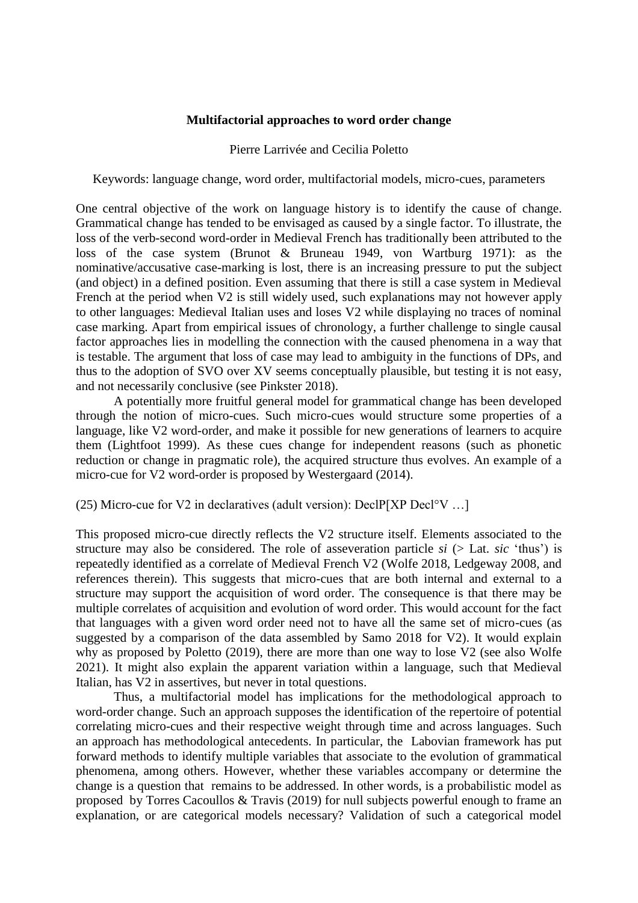# Multifactorial approaches to word order change

Pierre Larrivée and Cecilia Poletto

Keywords: language change, word order, multifactorial models, micro-cues, parameters

One central objective of the work on language history is to identify the cause of change. Grammatical change has tended to be envisaged as caused by a single factor. To illustrate, the loss of the verb-second word-order in Medieval French has traditionally been attributed to the loss of the case system (Brunot & Bruneau 1949, von Wartburg 1971): as the nominative/accusative case-marking is lost, there is an increasing pressure to put the subject (and object) in a defined position. Even assuming that there is still a case system in Medieval French at the period when V2 is still widely used, such explanations may not however apply to other languages: Medieval Italian uses and loses V2 while displaying no traces of nominal case marking. Apart from empirical issues of chronology, a further challenge to single causal factor approaches lies in modelling the connection with the caused phenomena in a way that is testable. The argument that loss of case may lead to ambiguity in the functions of DPs, and thus to the adoption of SVO over XV seems conceptually plausible, but testing it is not easy, and not necessarily conclusive (see Pinkster 2018).

A potentially more fruitful general model for grammatical change has been developed through the notion of micro-cues. Such micro-cues would structure some properties of a language, like V2 word-order, and make it possible for new generations of learners to acquire them (Lightfoot 1999). As these cues change for independent reasons (such as phonetic reduction or change in pragmatic role), the acquired structure thus evolves. An example of a micro-cue for V2 word-order is proposed by Westergaard (2014).

(25) Micro-cue for V2 in declaratives (adult version): DeclP[XP Decl°V …]

This proposed micro-cue directly reflects the V2 structure itself. Elements associated to the structure may also be considered. The role of asseveration particle *si* (> Lat. *sic* 'thus') is repeatedly identified as a correlate of Medieval French V2 (Wolfe 2018, Ledgeway 2008, and references therein). This suggests that micro-cues that are both internal and external to a structure may support the acquisition of word order. The consequence is that there may be multiple correlates of acquisition and evolution of word order. This would account for the fact that languages with a given word order need not to have all the same set of micro-cues (as suggested by a comparison of the data assembled by Samo 2018 for V2). It would explain why as proposed by Poletto (2019), there are more than one way to lose V2 (see also Wolfe 2021). It might also explain the apparent variation within a language, such that Medieval Italian, has V2 in assertives, but never in total questions.

Thus, a multifactorial model has implications for the methodological approach to word-order change. Such an approach supposes the identification of the repertoire of potential correlating micro-cues and their respective weight through time and across languages. Such an approach has methodological antecedents. In particular, the Labovian framework has put forward methods to identify multiple variables that associate to the evolution of grammatical phenomena, among others. However, whether these variables accompany or determine the change is a question that remains to be addressed. In other words, is a probabilistic model as proposed by Torres Cacoullos & Travis (2019) for null subjects powerful enough to frame an explanation, or are categorical models necessary? Validation of such a categorical model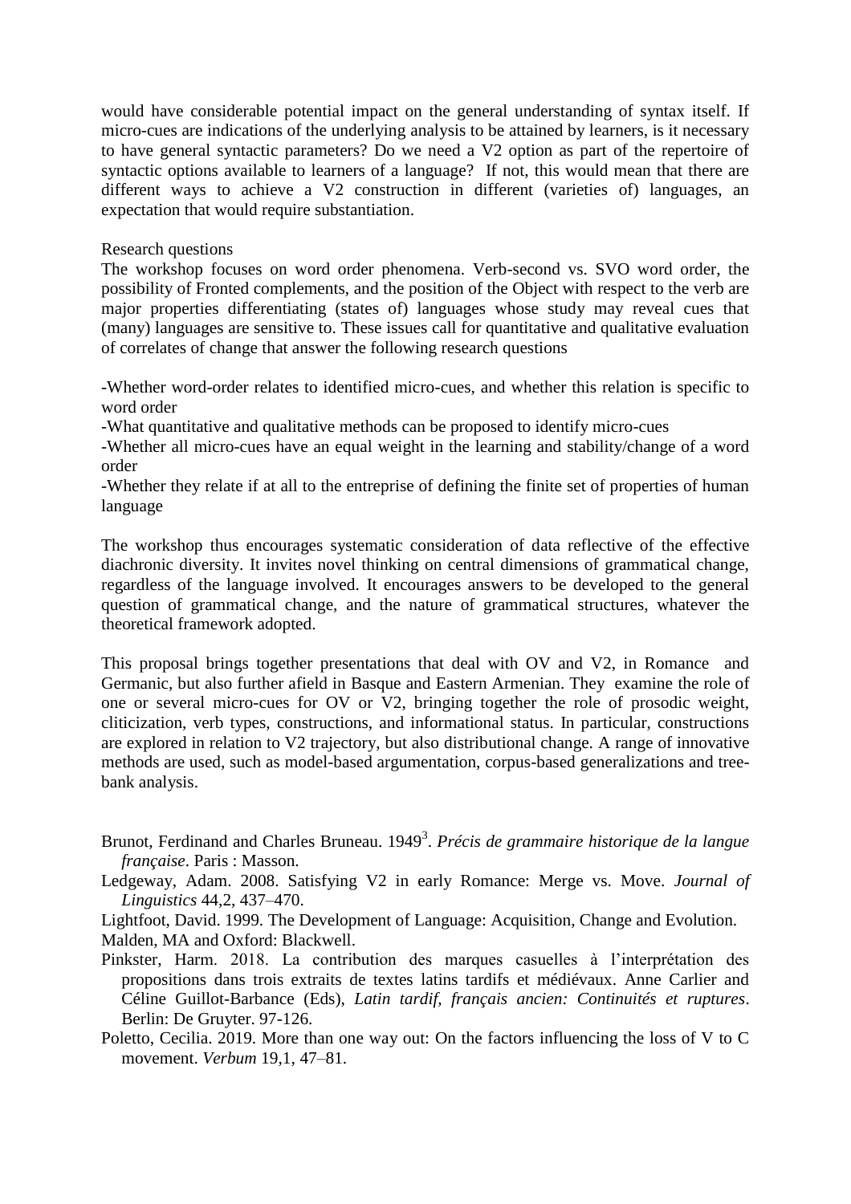would have considerable potential impact on the general understanding of syntax itself. If micro-cues are indications of the underlying analysis to be attained by learners, is it necessary to have general syntactic parameters? Do we need a V2 option as part of the repertoire of syntactic options available to learners of a language? If not, this would mean that there are different ways to achieve a V2 construction in different (varieties of) languages, an expectation that would require substantiation.

Research questions

The workshop focuses on word order phenomena. Verb-second vs. SVO word order, the possibility of Fronted complements, and the position of the Object with respect to the verb are major properties differentiating (states of) languages whose study may reveal cues that (many) languages are sensitive to. These issues call for quantitative and qualitative evaluation of correlates of change that answer the following research questions

-Whether word-order relates to identified micro-cues, and whether this relation is specific to word order

-What quantitative and qualitative methods can be proposed to identify micro-cues

-Whether all micro-cues have an equal weight in the learning and stability/change of a word order

-Whether they relate if at all to the entreprise of defining the finite set of properties of human language

The workshop thus encourages systematic consideration of data reflective of the effective diachronic diversity. It invites novel thinking on central dimensions of grammatical change, regardless of the language involved. It encourages answers to be developed to the general question of grammatical change, and the nature of grammatical structures, whatever the theoretical framework adopted.

This proposal brings together presentations that deal with OV and V2, in Romance and Germanic, but also further afield in Basque and Eastern Armenian. They examine the role of one or several micro-cues for OV or V2, bringing together the role of prosodic weight, cliticization, verb types, constructions, and informational status. In particular, constructions are explored in relation to V2 trajectory, but also distributional change. A range of innovative methods are used, such as model-based argumentation, corpus-based generalizations and tree-bank analysis.

Brunot, Ferdinand and Charles Bruneau. 1949[3]. *Précis de grammaire historique de la langue française*. Paris : Masson.

Ledgeway, Adam. 2008. Satisfying V2 in early Romance: Merge vs. Move. *Journal of Linguistics* 44,2, 437–470.

Lightfoot, David. 1999. The Development of Language: Acquisition, Change and Evolution. Malden, MA and Oxford: Blackwell.

Pinkster, Harm. 2018. La contribution des marques casuelles à l'interprétation des propositions dans trois extraits de textes latins tardifs et médiévaux. Anne Carlier and Céline Guillot-Barbance (Eds), *Latin tardif, français ancien: Continuités et ruptures*. Berlin: De Gruyter. 97-126.

Poletto, Cecilia. 2019. More than one way out: On the factors influencing the loss of V to C movement. *Verbum* 19,1, 47–81.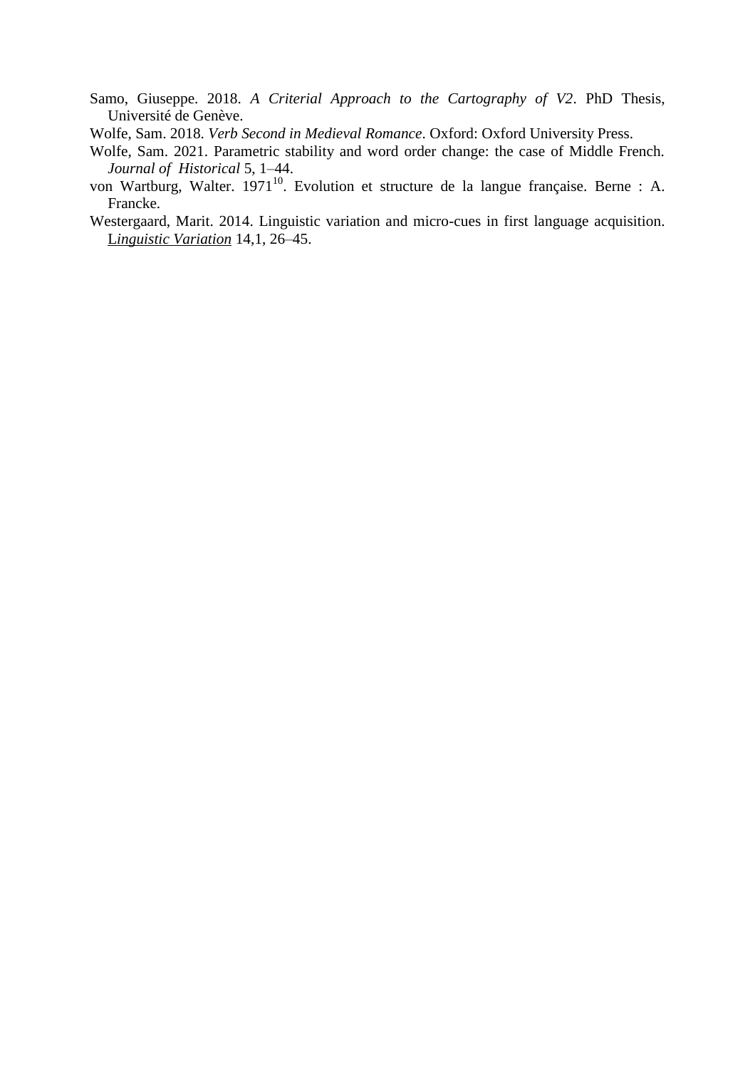Samo, Giuseppe. 2018. *A Criterial Approach to the Cartography of V2*. PhD Thesis, Université de Genève.

Wolfe, Sam. 2018. *Verb Second in Medieval Romance*. Oxford: Oxford University Press.

Wolfe, Sam. 2021. Parametric stability and word order change: the case of Middle French. *Journal of Historical* 5, 1–44.

von Wartburg, Walter. 1971[10]. Evolution et structure de la langue française. Berne : A. Francke.

Westergaard, Marit. 2014. Linguistic variation and micro-cues in first language acquisition. *Linguistic Variation* 14,1, 26–45.